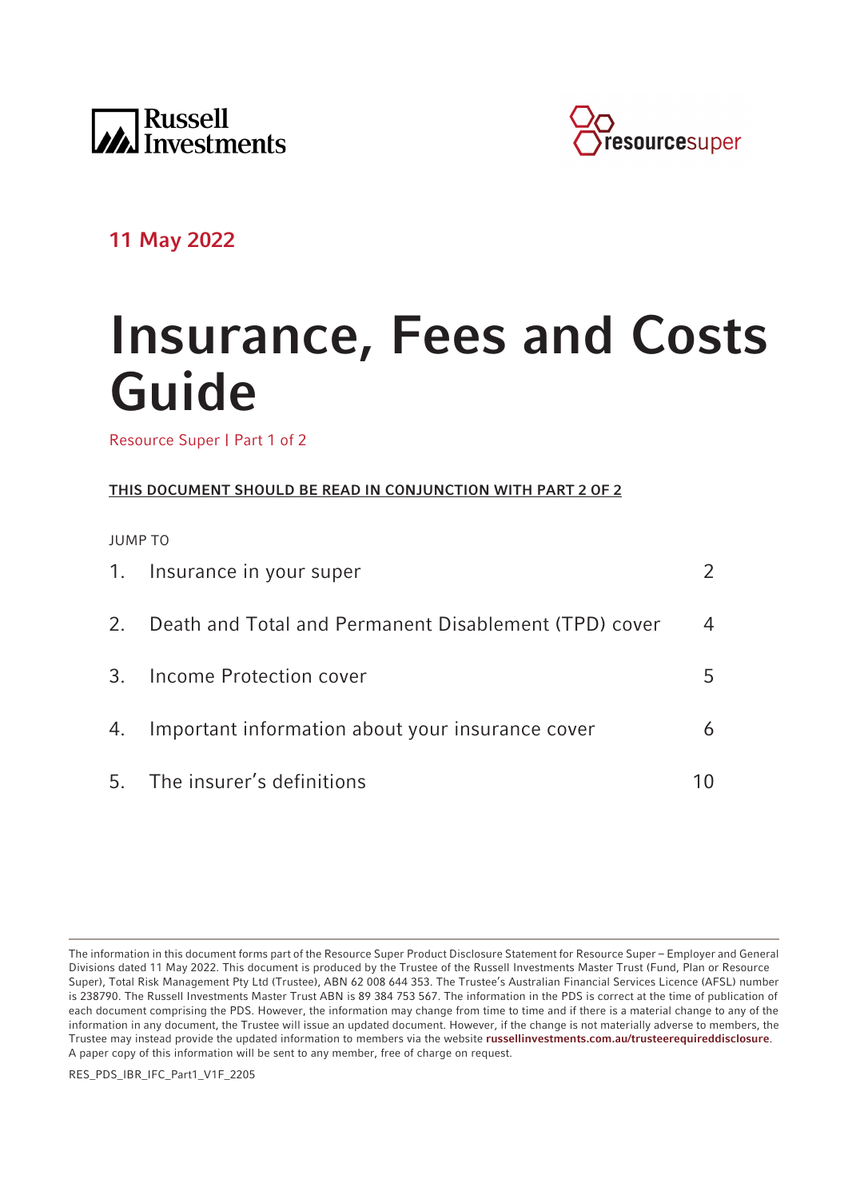11 May 2022

# Insurance, Fees and Costs Guide

Resource Super | Part 1 of 2

**THIS DOCUMENT SHOULD BE READ IN CONJUNCTION WITH PART 2 OF 2**

JUMP TO

| | | |
|---|---|---|
| 1. | Insurance in your super | 2 |
| 2. | Death and Total and Permanent Disablement (TPD) cover | 4 |
| 3. | Income Protection cover | 5 |
| 4. | Important information about your insurance cover | 6 |
| 5. | The insurer's definitions | 10 |

The information in this document forms part of the Resource Super Product Disclosure Statement for Resource Super – Employer and General Divisions dated 11 May 2022. This document is produced by the Trustee of the Russell Investments Master Trust (Fund, Plan or Resource Super), Total Risk Management Pty Ltd (Trustee), ABN 62 008 644 353. The Trustee's Australian Financial Services Licence (AFSL) number is 238790. The Russell Investments Master Trust ABN is 89 384 753 567. The information in the PDS is correct at the time of publication of each document comprising the PDS. However, the information may change from time to time and if there is a material change to any of the information in any document, the Trustee will issue an updated document. However, if the change is not materially adverse to members, the Trustee may instead provide the updated information to members via the website **russellinvestments.com.au/trusteerequireddisclosure**. A paper copy of this information will be sent to any member, free of charge on request.

RES_PDS_IBR_IFC_Part1_V1F_2205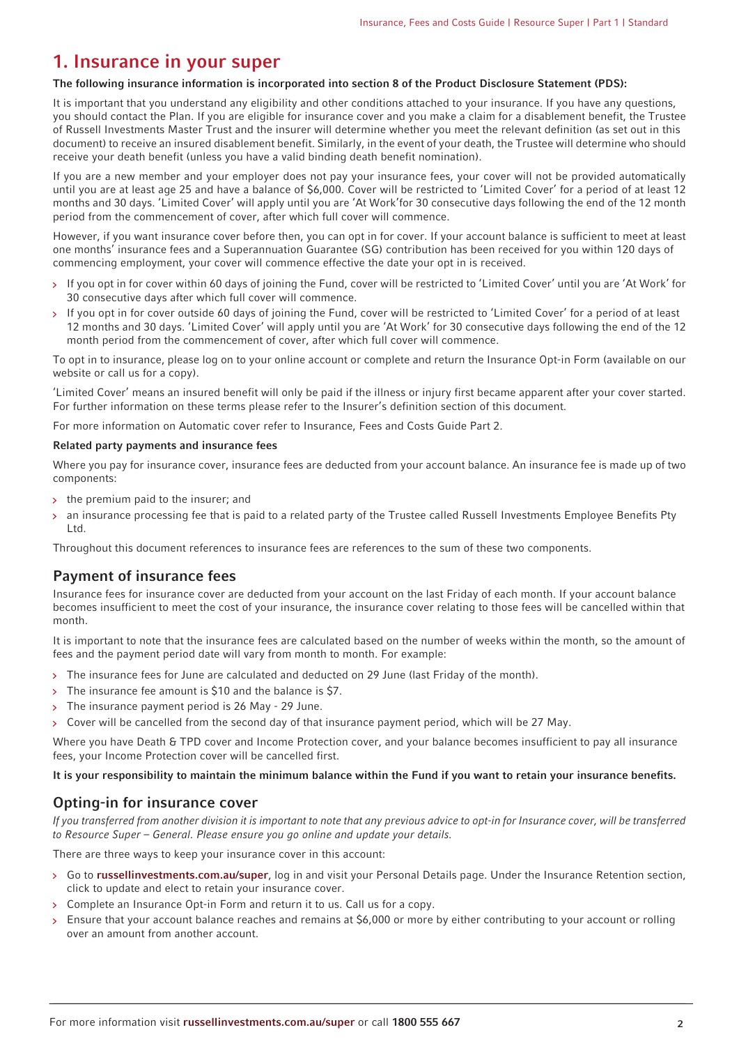# 1. Insurance in your super

**The following insurance information is incorporated into section 8 of the Product Disclosure Statement (PDS):**

It is important that you understand any eligibility and other conditions attached to your insurance. If you have any questions, you should contact the Plan. If you are eligible for insurance cover and you make a claim for a disablement benefit, the Trustee of Russell Investments Master Trust and the insurer will determine whether you meet the relevant definition (as set out in this document) to receive an insured disablement benefit. Similarly, in the event of your death, the Trustee will determine who should receive your death benefit (unless you have a valid binding death benefit nomination).

If you are a new member and your employer does not pay your insurance fees, your cover will not be provided automatically until you are at least age 25 and have a balance of $6,000. Cover will be restricted to 'Limited Cover' for a period of at least 12 months and 30 days. 'Limited Cover' will apply until you are 'At Work'for 30 consecutive days following the end of the 12 month period from the commencement of cover, after which full cover will commence.

However, if you want insurance cover before then, you can opt in for cover. If your account balance is sufficient to meet at least one months' insurance fees and a Superannuation Guarantee (SG) contribution has been received for you within 120 days of commencing employment, your cover will commence effective the date your opt in is received.

- If you opt in for cover within 60 days of joining the Fund, cover will be restricted to 'Limited Cover' until you are 'At Work' for 30 consecutive days after which full cover will commence.
- If you opt in for cover outside 60 days of joining the Fund, cover will be restricted to 'Limited Cover' for a period of at least 12 months and 30 days. 'Limited Cover' will apply until you are 'At Work' for 30 consecutive days following the end of the 12 month period from the commencement of cover, after which full cover will commence.

To opt in to insurance, please log on to your online account or complete and return the Insurance Opt-in Form (available on our website or call us for a copy).

'Limited Cover' means an insured benefit will only be paid if the illness or injury first became apparent after your cover started. For further information on these terms please refer to the Insurer's definition section of this document.

For more information on Automatic cover refer to Insurance, Fees and Costs Guide Part 2.

**Related party payments and insurance fees**

Where you pay for insurance cover, insurance fees are deducted from your account balance. An insurance fee is made up of two components:

- the premium paid to the insurer; and
- an insurance processing fee that is paid to a related party of the Trustee called Russell Investments Employee Benefits Pty Ltd.

Throughout this document references to insurance fees are references to the sum of these two components.

## Payment of insurance fees

Insurance fees for insurance cover are deducted from your account on the last Friday of each month. If your account balance becomes insufficient to meet the cost of your insurance, the insurance cover relating to those fees will be cancelled within that month.

It is important to note that the insurance fees are calculated based on the number of weeks within the month, so the amount of fees and the payment period date will vary from month to month. For example:

- The insurance fees for June are calculated and deducted on 29 June (last Friday of the month).
- The insurance fee amount is $10 and the balance is $7.
- The insurance payment period is 26 May - 29 June.
- Cover will be cancelled from the second day of that insurance payment period, which will be 27 May.

Where you have Death & TPD cover and Income Protection cover, and your balance becomes insufficient to pay all insurance fees, your Income Protection cover will be cancelled first.

**It is your responsibility to maintain the minimum balance within the Fund if you want to retain your insurance benefits.**

## Opting-in for insurance cover

*If you transferred from another division it is important to note that any previous advice to opt-in for Insurance cover, will be transferred to Resource Super – General. Please ensure you go online and update your details.*

There are three ways to keep your insurance cover in this account:

- Go to **russellinvestments.com.au/super**, log in and visit your Personal Details page. Under the Insurance Retention section, click to update and elect to retain your insurance cover.
- Complete an Insurance Opt-in Form and return it to us. Call us for a copy.
- Ensure that your account balance reaches and remains at $6,000 or more by either contributing to your account or rolling over an amount from another account.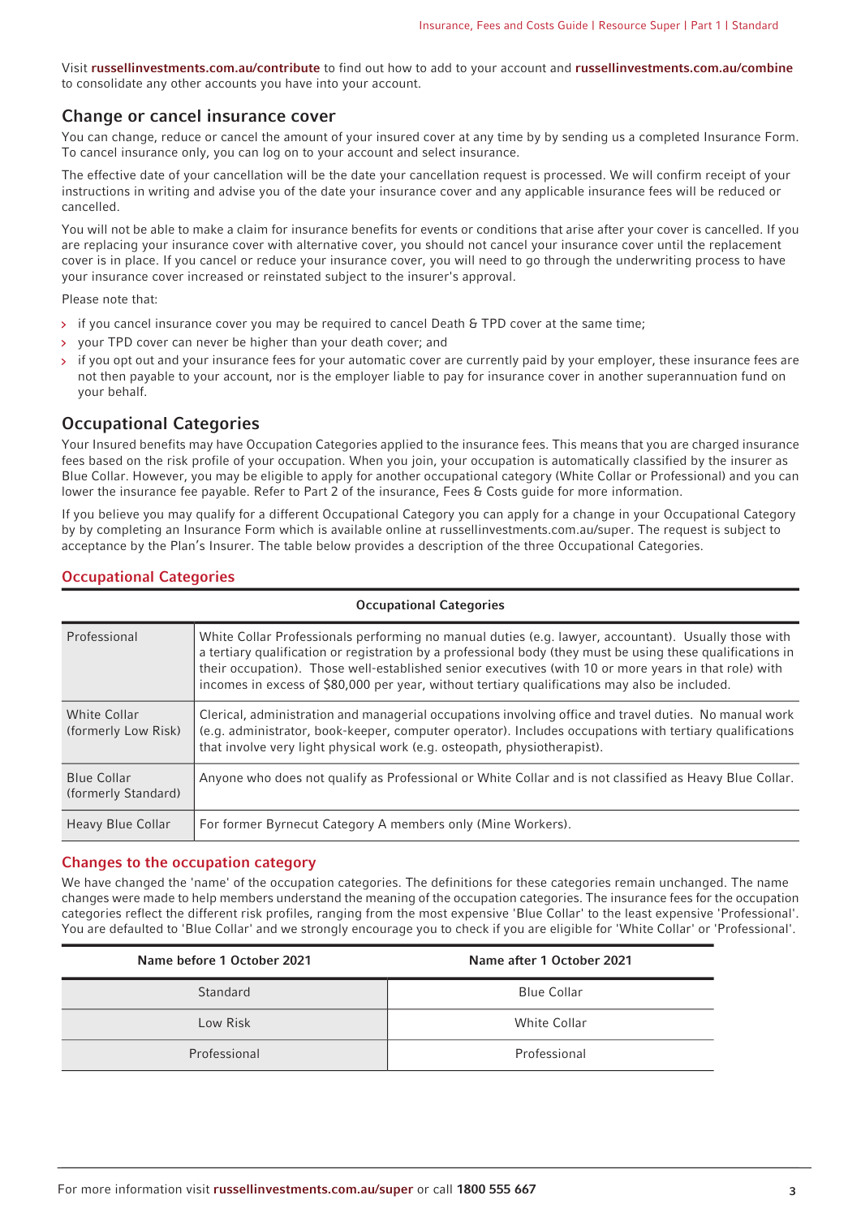Visit **russellinvestments.com.au/contribute** to find out how to add to your account and **russellinvestments.com.au/combine** to consolidate any other accounts you have into your account.

## Change or cancel insurance cover

You can change, reduce or cancel the amount of your insured cover at any time by by sending us a completed Insurance Form. To cancel insurance only, you can log on to your account and select insurance.

The effective date of your cancellation will be the date your cancellation request is processed. We will confirm receipt of your instructions in writing and advise you of the date your insurance cover and any applicable insurance fees will be reduced or cancelled.

You will not be able to make a claim for insurance benefits for events or conditions that arise after your cover is cancelled. If you are replacing your insurance cover with alternative cover, you should not cancel your insurance cover until the replacement cover is in place. If you cancel or reduce your insurance cover, you will need to go through the underwriting process to have your insurance cover increased or reinstated subject to the insurer's approval.

Please note that:

- if you cancel insurance cover you may be required to cancel Death & TPD cover at the same time;
- your TPD cover can never be higher than your death cover; and
- if you opt out and your insurance fees for your automatic cover are currently paid by your employer, these insurance fees are not then payable to your account, nor is the employer liable to pay for insurance cover in another superannuation fund on your behalf.

## Occupational Categories

Your Insured benefits may have Occupation Categories applied to the insurance fees. This means that you are charged insurance fees based on the risk profile of your occupation. When you join, your occupation is automatically classified by the insurer as Blue Collar. However, you may be eligible to apply for another occupational category (White Collar or Professional) and you can lower the insurance fee payable. Refer to Part 2 of the insurance, Fees & Costs guide for more information.

If you believe you may qualify for a different Occupational Category you can apply for a change in your Occupational Category by by completing an Insurance Form which is available online at russellinvestments.com.au/super. The request is subject to acceptance by the Plan's Insurer. The table below provides a description of the three Occupational Categories.

### Occupational Categories

| Occupational Categories | |
|---|---|
| Professional | White Collar Professionals performing no manual duties (e.g. lawyer, accountant). Usually those with a tertiary qualification or registration by a professional body (they must be using these qualifications in their occupation). Those well-established senior executives (with 10 or more years in that role) with incomes in excess of $80,000 per year, without tertiary qualifications may also be included. |
| White Collar (formerly Low Risk) | Clerical, administration and managerial occupations involving office and travel duties. No manual work (e.g. administrator, book-keeper, computer operator). Includes occupations with tertiary qualifications that involve very light physical work (e.g. osteopath, physiotherapist). |
| Blue Collar (formerly Standard) | Anyone who does not qualify as Professional or White Collar and is not classified as Heavy Blue Collar. |
| Heavy Blue Collar | For former Byrnecut Category A members only (Mine Workers). |

### Changes to the occupation category

We have changed the 'name' of the occupation categories. The definitions for these categories remain unchanged. The name changes were made to help members understand the meaning of the occupation categories. The insurance fees for the occupation categories reflect the different risk profiles, ranging from the most expensive 'Blue Collar' to the least expensive 'Professional'. You are defaulted to 'Blue Collar' and we strongly encourage you to check if you are eligible for 'White Collar' or 'Professional'.

| Name before 1 October 2021 | Name after 1 October 2021 |
|---|---|
| Standard | Blue Collar |
| Low Risk | White Collar |
| Professional | Professional |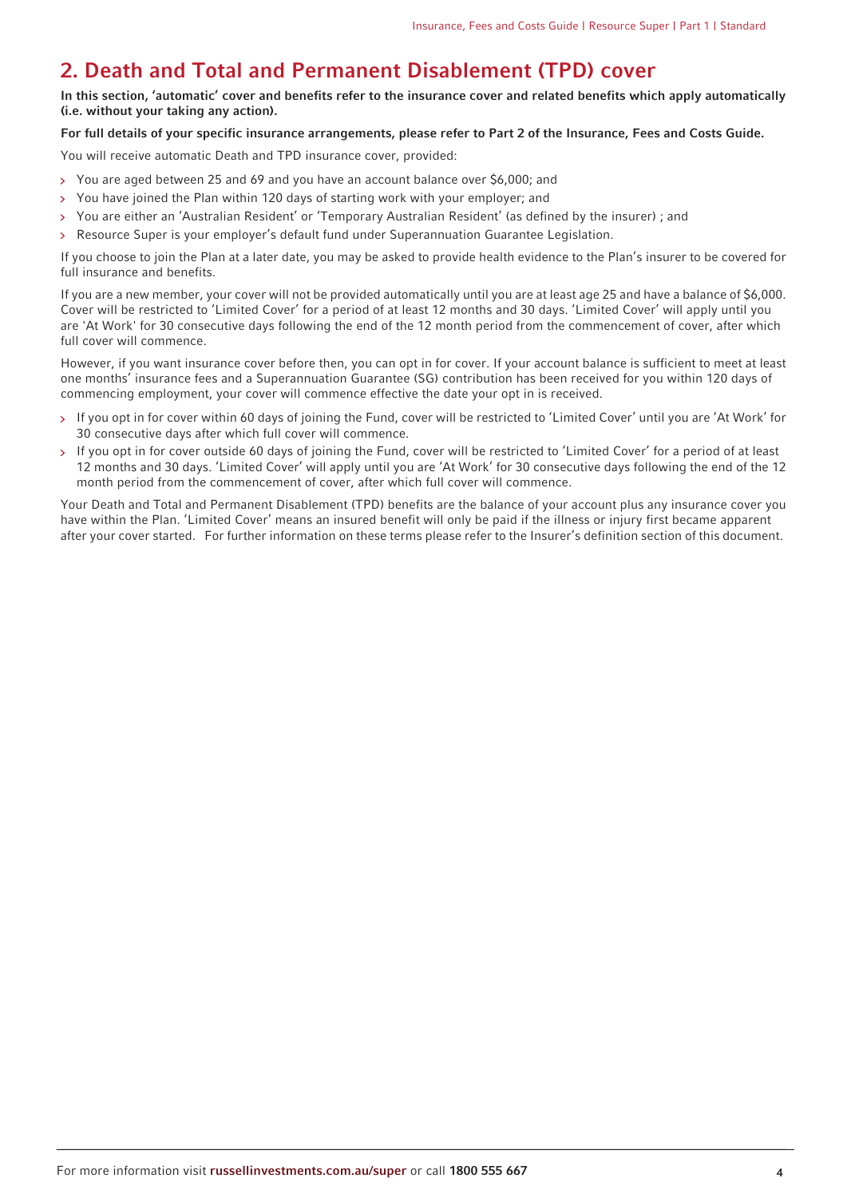## 2. Death and Total and Permanent Disablement (TPD) cover

**In this section, 'automatic' cover and benefits refer to the insurance cover and related benefits which apply automatically (i.e. without your taking any action).**

**For full details of your specific insurance arrangements, please refer to Part 2 of the Insurance, Fees and Costs Guide.**

You will receive automatic Death and TPD insurance cover, provided:

- You are aged between 25 and 69 and you have an account balance over $6,000; and
- You have joined the Plan within 120 days of starting work with your employer; and
- You are either an 'Australian Resident' or 'Temporary Australian Resident' (as defined by the insurer) ; and
- Resource Super is your employer's default fund under Superannuation Guarantee Legislation.

If you choose to join the Plan at a later date, you may be asked to provide health evidence to the Plan's insurer to be covered for full insurance and benefits.

If you are a new member, your cover will not be provided automatically until you are at least age 25 and have a balance of $6,000. Cover will be restricted to 'Limited Cover' for a period of at least 12 months and 30 days. 'Limited Cover' will apply until you are 'At Work' for 30 consecutive days following the end of the 12 month period from the commencement of cover, after which full cover will commence.

However, if you want insurance cover before then, you can opt in for cover. If your account balance is sufficient to meet at least one months' insurance fees and a Superannuation Guarantee (SG) contribution has been received for you within 120 days of commencing employment, your cover will commence effective the date your opt in is received.

- If you opt in for cover within 60 days of joining the Fund, cover will be restricted to 'Limited Cover' until you are 'At Work' for 30 consecutive days after which full cover will commence.
- If you opt in for cover outside 60 days of joining the Fund, cover will be restricted to 'Limited Cover' for a period of at least 12 months and 30 days. 'Limited Cover' will apply until you are 'At Work' for 30 consecutive days following the end of the 12 month period from the commencement of cover, after which full cover will commence.

Your Death and Total and Permanent Disablement (TPD) benefits are the balance of your account plus any insurance cover you have within the Plan. 'Limited Cover' means an insured benefit will only be paid if the illness or injury first became apparent after your cover started. For further information on these terms please refer to the Insurer's definition section of this document.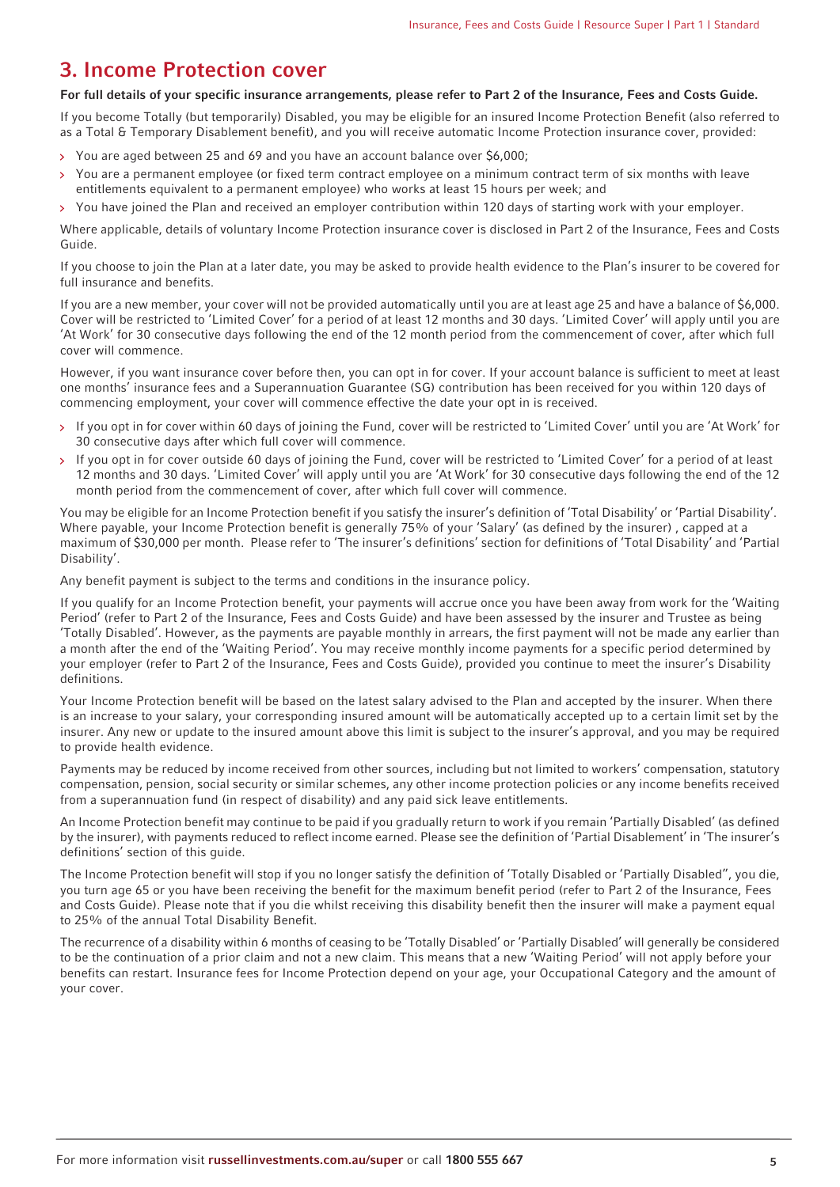## 3. Income Protection cover

**For full details of your specific insurance arrangements, please refer to Part 2 of the Insurance, Fees and Costs Guide.**

If you become Totally (but temporarily) Disabled, you may be eligible for an insured Income Protection Benefit (also referred to as a Total & Temporary Disablement benefit), and you will receive automatic Income Protection insurance cover, provided:

- You are aged between 25 and 69 and you have an account balance over $6,000;
- You are a permanent employee (or fixed term contract employee on a minimum contract term of six months with leave entitlements equivalent to a permanent employee) who works at least 15 hours per week; and
- You have joined the Plan and received an employer contribution within 120 days of starting work with your employer.

Where applicable, details of voluntary Income Protection insurance cover is disclosed in Part 2 of the Insurance, Fees and Costs Guide.

If you choose to join the Plan at a later date, you may be asked to provide health evidence to the Plan's insurer to be covered for full insurance and benefits.

If you are a new member, your cover will not be provided automatically until you are at least age 25 and have a balance of $6,000. Cover will be restricted to 'Limited Cover' for a period of at least 12 months and 30 days. 'Limited Cover' will apply until you are 'At Work' for 30 consecutive days following the end of the 12 month period from the commencement of cover, after which full cover will commence.

However, if you want insurance cover before then, you can opt in for cover. If your account balance is sufficient to meet at least one months' insurance fees and a Superannuation Guarantee (SG) contribution has been received for you within 120 days of commencing employment, your cover will commence effective the date your opt in is received.

- If you opt in for cover within 60 days of joining the Fund, cover will be restricted to 'Limited Cover' until you are 'At Work' for 30 consecutive days after which full cover will commence.
- If you opt in for cover outside 60 days of joining the Fund, cover will be restricted to 'Limited Cover' for a period of at least 12 months and 30 days. 'Limited Cover' will apply until you are 'At Work' for 30 consecutive days following the end of the 12 month period from the commencement of cover, after which full cover will commence.

You may be eligible for an Income Protection benefit if you satisfy the insurer's definition of 'Total Disability' or 'Partial Disability'. Where payable, your Income Protection benefit is generally 75% of your 'Salary' (as defined by the insurer) , capped at a maximum of $30,000 per month. Please refer to 'The insurer's definitions' section for definitions of 'Total Disability' and 'Partial Disability'.

Any benefit payment is subject to the terms and conditions in the insurance policy.

If you qualify for an Income Protection benefit, your payments will accrue once you have been away from work for the 'Waiting Period' (refer to Part 2 of the Insurance, Fees and Costs Guide) and have been assessed by the insurer and Trustee as being 'Totally Disabled'. However, as the payments are payable monthly in arrears, the first payment will not be made any earlier than a month after the end of the 'Waiting Period'. You may receive monthly income payments for a specific period determined by your employer (refer to Part 2 of the Insurance, Fees and Costs Guide), provided you continue to meet the insurer's Disability definitions.

Your Income Protection benefit will be based on the latest salary advised to the Plan and accepted by the insurer. When there is an increase to your salary, your corresponding insured amount will be automatically accepted up to a certain limit set by the insurer. Any new or update to the insured amount above this limit is subject to the insurer's approval, and you may be required to provide health evidence.

Payments may be reduced by income received from other sources, including but not limited to workers' compensation, statutory compensation, pension, social security or similar schemes, any other income protection policies or any income benefits received from a superannuation fund (in respect of disability) and any paid sick leave entitlements.

An Income Protection benefit may continue to be paid if you gradually return to work if you remain 'Partially Disabled' (as defined by the insurer), with payments reduced to reflect income earned. Please see the definition of 'Partial Disablement' in 'The insurer's definitions' section of this guide.

The Income Protection benefit will stop if you no longer satisfy the definition of 'Totally Disabled or 'Partially Disabled", you die, you turn age 65 or you have been receiving the benefit for the maximum benefit period (refer to Part 2 of the Insurance, Fees and Costs Guide). Please note that if you die whilst receiving this disability benefit then the insurer will make a payment equal to 25% of the annual Total Disability Benefit.

The recurrence of a disability within 6 months of ceasing to be 'Totally Disabled' or 'Partially Disabled' will generally be considered to be the continuation of a prior claim and not a new claim. This means that a new 'Waiting Period' will not apply before your benefits can restart. Insurance fees for Income Protection depend on your age, your Occupational Category and the amount of your cover.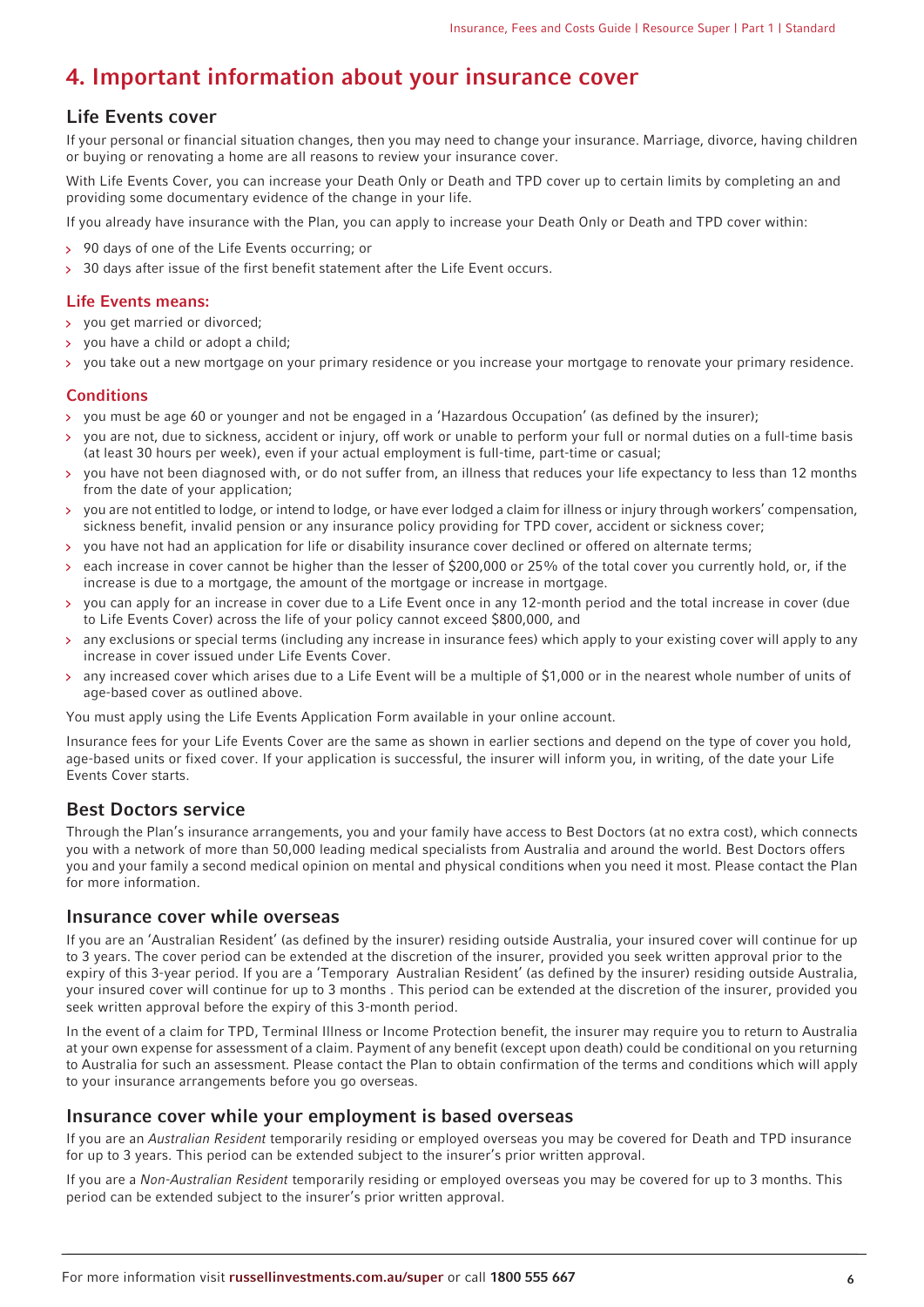# 4. Important information about your insurance cover

## Life Events cover

If your personal or financial situation changes, then you may need to change your insurance. Marriage, divorce, having children or buying or renovating a home are all reasons to review your insurance cover.

With Life Events Cover, you can increase your Death Only or Death and TPD cover up to certain limits by completing an and providing some documentary evidence of the change in your life.

If you already have insurance with the Plan, you can apply to increase your Death Only or Death and TPD cover within:

- 90 days of one of the Life Events occurring; or
- 30 days after issue of the first benefit statement after the Life Event occurs.

### Life Events means:

- you get married or divorced;
- you have a child or adopt a child;
- you take out a new mortgage on your primary residence or you increase your mortgage to renovate your primary residence.

### Conditions

- you must be age 60 or younger and not be engaged in a 'Hazardous Occupation' (as defined by the insurer);
- you are not, due to sickness, accident or injury, off work or unable to perform your full or normal duties on a full-time basis (at least 30 hours per week), even if your actual employment is full-time, part-time or casual;
- you have not been diagnosed with, or do not suffer from, an illness that reduces your life expectancy to less than 12 months from the date of your application;
- you are not entitled to lodge, or intend to lodge, or have ever lodged a claim for illness or injury through workers' compensation, sickness benefit, invalid pension or any insurance policy providing for TPD cover, accident or sickness cover;
- you have not had an application for life or disability insurance cover declined or offered on alternate terms;
- each increase in cover cannot be higher than the lesser of $200,000 or 25% of the total cover you currently hold, or, if the increase is due to a mortgage, the amount of the mortgage or increase in mortgage.
- you can apply for an increase in cover due to a Life Event once in any 12-month period and the total increase in cover (due to Life Events Cover) across the life of your policy cannot exceed $800,000, and
- any exclusions or special terms (including any increase in insurance fees) which apply to your existing cover will apply to any increase in cover issued under Life Events Cover.
- any increased cover which arises due to a Life Event will be a multiple of $1,000 or in the nearest whole number of units of age-based cover as outlined above.

You must apply using the Life Events Application Form available in your online account.

Insurance fees for your Life Events Cover are the same as shown in earlier sections and depend on the type of cover you hold, age-based units or fixed cover. If your application is successful, the insurer will inform you, in writing, of the date your Life Events Cover starts.

## Best Doctors service

Through the Plan's insurance arrangements, you and your family have access to Best Doctors (at no extra cost), which connects you with a network of more than 50,000 leading medical specialists from Australia and around the world. Best Doctors offers you and your family a second medical opinion on mental and physical conditions when you need it most. Please contact the Plan for more information.

## Insurance cover while overseas

If you are an 'Australian Resident' (as defined by the insurer) residing outside Australia, your insured cover will continue for up to 3 years. The cover period can be extended at the discretion of the insurer, provided you seek written approval prior to the expiry of this 3-year period. If you are a 'Temporary Australian Resident' (as defined by the insurer) residing outside Australia, your insured cover will continue for up to 3 months . This period can be extended at the discretion of the insurer, provided you seek written approval before the expiry of this 3-month period.

In the event of a claim for TPD, Terminal Illness or Income Protection benefit, the insurer may require you to return to Australia at your own expense for assessment of a claim. Payment of any benefit (except upon death) could be conditional on you returning to Australia for such an assessment. Please contact the Plan to obtain confirmation of the terms and conditions which will apply to your insurance arrangements before you go overseas.

## Insurance cover while your employment is based overseas

If you are an *Australian Resident* temporarily residing or employed overseas you may be covered for Death and TPD insurance for up to 3 years. This period can be extended subject to the insurer's prior written approval.

If you are a *Non-Australian Resident* temporarily residing or employed overseas you may be covered for up to 3 months. This period can be extended subject to the insurer's prior written approval.

For more information visit **russellinvestments.com.au/super** or call **1800 555 667**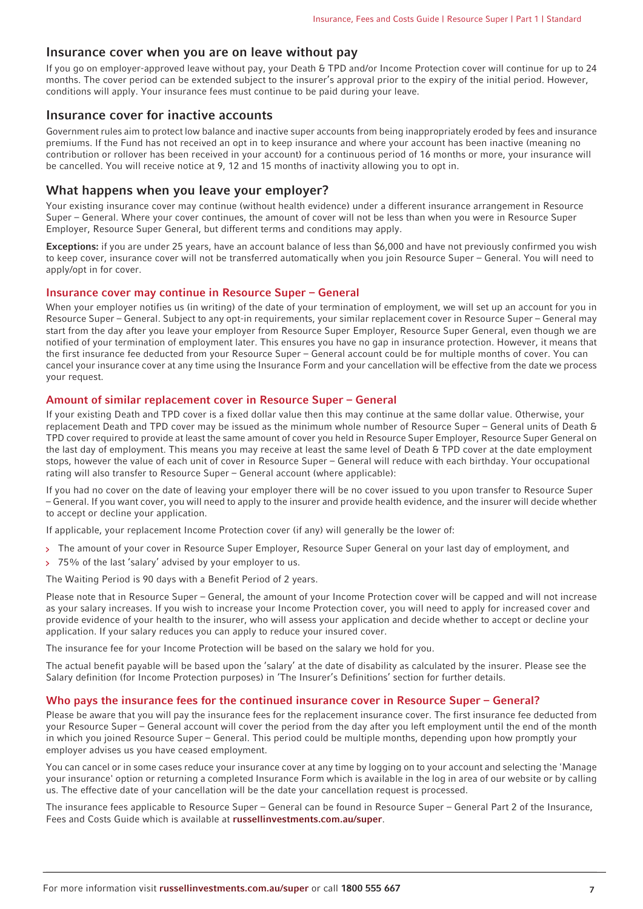## Insurance cover when you are on leave without pay

If you go on employer-approved leave without pay, your Death & TPD and/or Income Protection cover will continue for up to 24 months. The cover period can be extended subject to the insurer's approval prior to the expiry of the initial period. However, conditions will apply. Your insurance fees must continue to be paid during your leave.

## Insurance cover for inactive accounts

Government rules aim to protect low balance and inactive super accounts from being inappropriately eroded by fees and insurance premiums. If the Fund has not received an opt in to keep insurance and where your account has been inactive (meaning no contribution or rollover has been received in your account) for a continuous period of 16 months or more, your insurance will be cancelled. You will receive notice at 9, 12 and 15 months of inactivity allowing you to opt in.

## What happens when you leave your employer?

Your existing insurance cover may continue (without health evidence) under a different insurance arrangement in Resource Super – General. Where your cover continues, the amount of cover will not be less than when you were in Resource Super Employer, Resource Super General, but different terms and conditions may apply.

**Exceptions:** if you are under 25 years, have an account balance of less than $6,000 and have not previously confirmed you wish to keep cover, insurance cover will not be transferred automatically when you join Resource Super – General. You will need to apply/opt in for cover.

### Insurance cover may continue in Resource Super – General

When your employer notifies us (in writing) of the date of your termination of employment, we will set up an account for you in Resource Super – General. Subject to any opt-in requirements, your similar replacement cover in Resource Super – General may start from the day after you leave your employer from Resource Super Employer, Resource Super General, even though we are notified of your termination of employment later. This ensures you have no gap in insurance protection. However, it means that the first insurance fee deducted from your Resource Super – General account could be for multiple months of cover. You can cancel your insurance cover at any time using the Insurance Form and your cancellation will be effective from the date we process your request.

### Amount of similar replacement cover in Resource Super – General

If your existing Death and TPD cover is a fixed dollar value then this may continue at the same dollar value. Otherwise, your replacement Death and TPD cover may be issued as the minimum whole number of Resource Super – General units of Death & TPD cover required to provide at least the same amount of cover you held in Resource Super Employer, Resource Super General on the last day of employment. This means you may receive at least the same level of Death & TPD cover at the date employment stops, however the value of each unit of cover in Resource Super – General will reduce with each birthday. Your occupational rating will also transfer to Resource Super – General account (where applicable):

If you had no cover on the date of leaving your employer there will be no cover issued to you upon transfer to Resource Super – General. If you want cover, you will need to apply to the insurer and provide health evidence, and the insurer will decide whether to accept or decline your application.

If applicable, your replacement Income Protection cover (if any) will generally be the lower of:

- The amount of your cover in Resource Super Employer, Resource Super General on your last day of employment, and
- 75% of the last 'salary' advised by your employer to us.

The Waiting Period is 90 days with a Benefit Period of 2 years.

Please note that in Resource Super – General, the amount of your Income Protection cover will be capped and will not increase as your salary increases. If you wish to increase your Income Protection cover, you will need to apply for increased cover and provide evidence of your health to the insurer, who will assess your application and decide whether to accept or decline your application. If your salary reduces you can apply to reduce your insured cover.

The insurance fee for your Income Protection will be based on the salary we hold for you.

The actual benefit payable will be based upon the 'salary' at the date of disability as calculated by the insurer. Please see the Salary definition (for Income Protection purposes) in 'The Insurer's Definitions' section for further details.

### Who pays the insurance fees for the continued insurance cover in Resource Super – General?

Please be aware that you will pay the insurance fees for the replacement insurance cover. The first insurance fee deducted from your Resource Super – General account will cover the period from the day after you left employment until the end of the month in which you joined Resource Super – General. This period could be multiple months, depending upon how promptly your employer advises us you have ceased employment.

You can cancel or in some cases reduce your insurance cover at any time by logging on to your account and selecting the 'Manage your insurance' option or returning a completed Insurance Form which is available in the log in area of our website or by calling us. The effective date of your cancellation will be the date your cancellation request is processed.

The insurance fees applicable to Resource Super – General can be found in Resource Super – General Part 2 of the Insurance, Fees and Costs Guide which is available at **russellinvestments.com.au/super**.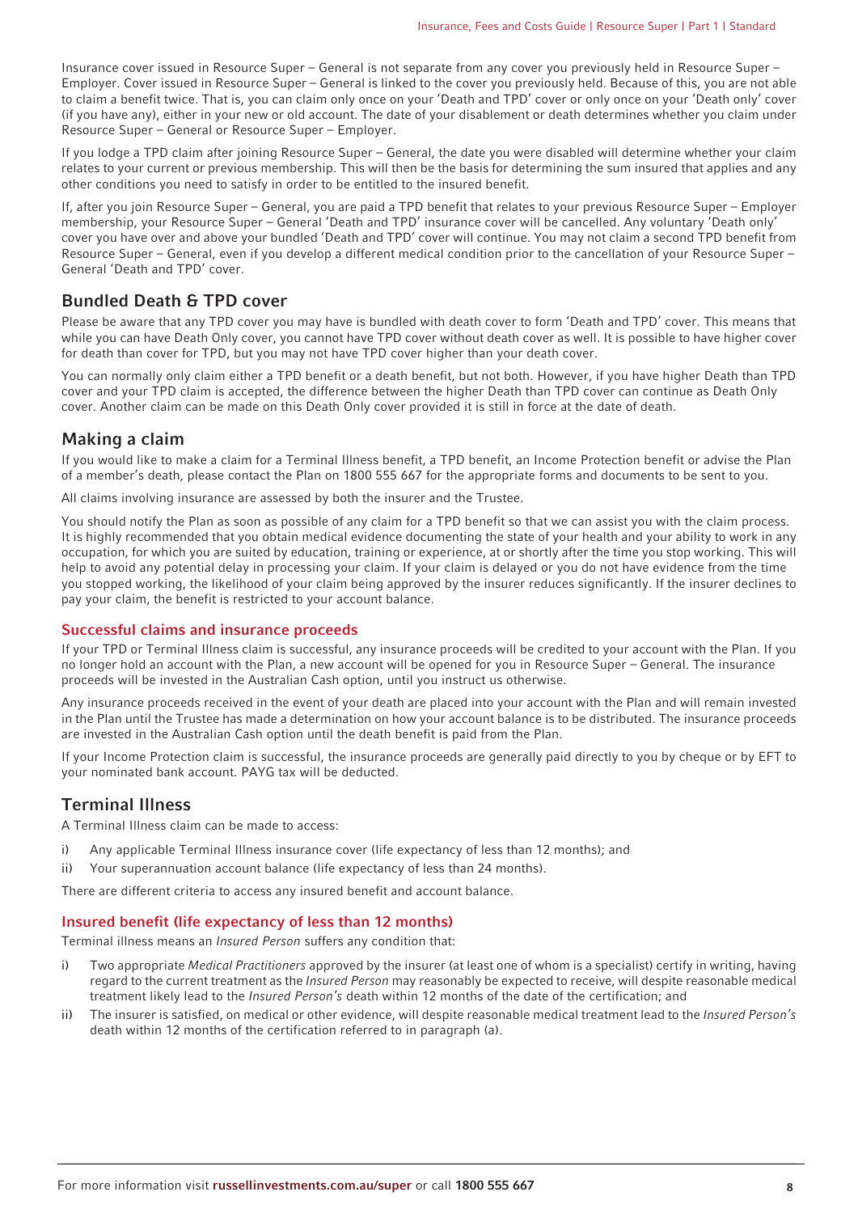Insurance cover issued in Resource Super – General is not separate from any cover you previously held in Resource Super – Employer. Cover issued in Resource Super – General is linked to the cover you previously held. Because of this, you are not able to claim a benefit twice. That is, you can claim only once on your 'Death and TPD' cover or only once on your 'Death only' cover (if you have any), either in your new or old account. The date of your disablement or death determines whether you claim under Resource Super – General or Resource Super – Employer.

If you lodge a TPD claim after joining Resource Super – General, the date you were disabled will determine whether your claim relates to your current or previous membership. This will then be the basis for determining the sum insured that applies and any other conditions you need to satisfy in order to be entitled to the insured benefit.

If, after you join Resource Super – General, you are paid a TPD benefit that relates to your previous Resource Super – Employer membership, your Resource Super – General 'Death and TPD' insurance cover will be cancelled. Any voluntary 'Death only' cover you have over and above your bundled 'Death and TPD' cover will continue. You may not claim a second TPD benefit from Resource Super – General, even if you develop a different medical condition prior to the cancellation of your Resource Super – General 'Death and TPD' cover.

## Bundled Death & TPD cover

Please be aware that any TPD cover you may have is bundled with death cover to form 'Death and TPD' cover. This means that while you can have Death Only cover, you cannot have TPD cover without death cover as well. It is possible to have higher cover for death than cover for TPD, but you may not have TPD cover higher than your death cover.

You can normally only claim either a TPD benefit or a death benefit, but not both. However, if you have higher Death than TPD cover and your TPD claim is accepted, the difference between the higher Death than TPD cover can continue as Death Only cover. Another claim can be made on this Death Only cover provided it is still in force at the date of death.

## Making a claim

If you would like to make a claim for a Terminal Illness benefit, a TPD benefit, an Income Protection benefit or advise the Plan of a member's death, please contact the Plan on 1800 555 667 for the appropriate forms and documents to be sent to you.

All claims involving insurance are assessed by both the insurer and the Trustee.

You should notify the Plan as soon as possible of any claim for a TPD benefit so that we can assist you with the claim process. It is highly recommended that you obtain medical evidence documenting the state of your health and your ability to work in any occupation, for which you are suited by education, training or experience, at or shortly after the time you stop working. This will help to avoid any potential delay in processing your claim. If your claim is delayed or you do not have evidence from the time you stopped working, the likelihood of your claim being approved by the insurer reduces significantly. If the insurer declines to pay your claim, the benefit is restricted to your account balance.

### Successful claims and insurance proceeds

If your TPD or Terminal Illness claim is successful, any insurance proceeds will be credited to your account with the Plan. If you no longer hold an account with the Plan, a new account will be opened for you in Resource Super – General. The insurance proceeds will be invested in the Australian Cash option, until you instruct us otherwise.

Any insurance proceeds received in the event of your death are placed into your account with the Plan and will remain invested in the Plan until the Trustee has made a determination on how your account balance is to be distributed. The insurance proceeds are invested in the Australian Cash option until the death benefit is paid from the Plan.

If your Income Protection claim is successful, the insurance proceeds are generally paid directly to you by cheque or by EFT to your nominated bank account. PAYG tax will be deducted.

## Terminal Illness

A Terminal Illness claim can be made to access:

i) Any applicable Terminal Illness insurance cover (life expectancy of less than 12 months); and
ii) Your superannuation account balance (life expectancy of less than 24 months).

There are different criteria to access any insured benefit and account balance.

### Insured benefit (life expectancy of less than 12 months)

Terminal illness means an *Insured Person* suffers any condition that:

i) Two appropriate *Medical Practitioners* approved by the insurer (at least one of whom is a specialist) certify in writing, having regard to the current treatment as the *Insured Person* may reasonably be expected to receive, will despite reasonable medical treatment likely lead to the *Insured Person's* death within 12 months of the date of the certification; and
ii) The insurer is satisfied, on medical or other evidence, will despite reasonable medical treatment lead to the *Insured Person's* death within 12 months of the certification referred to in paragraph (a).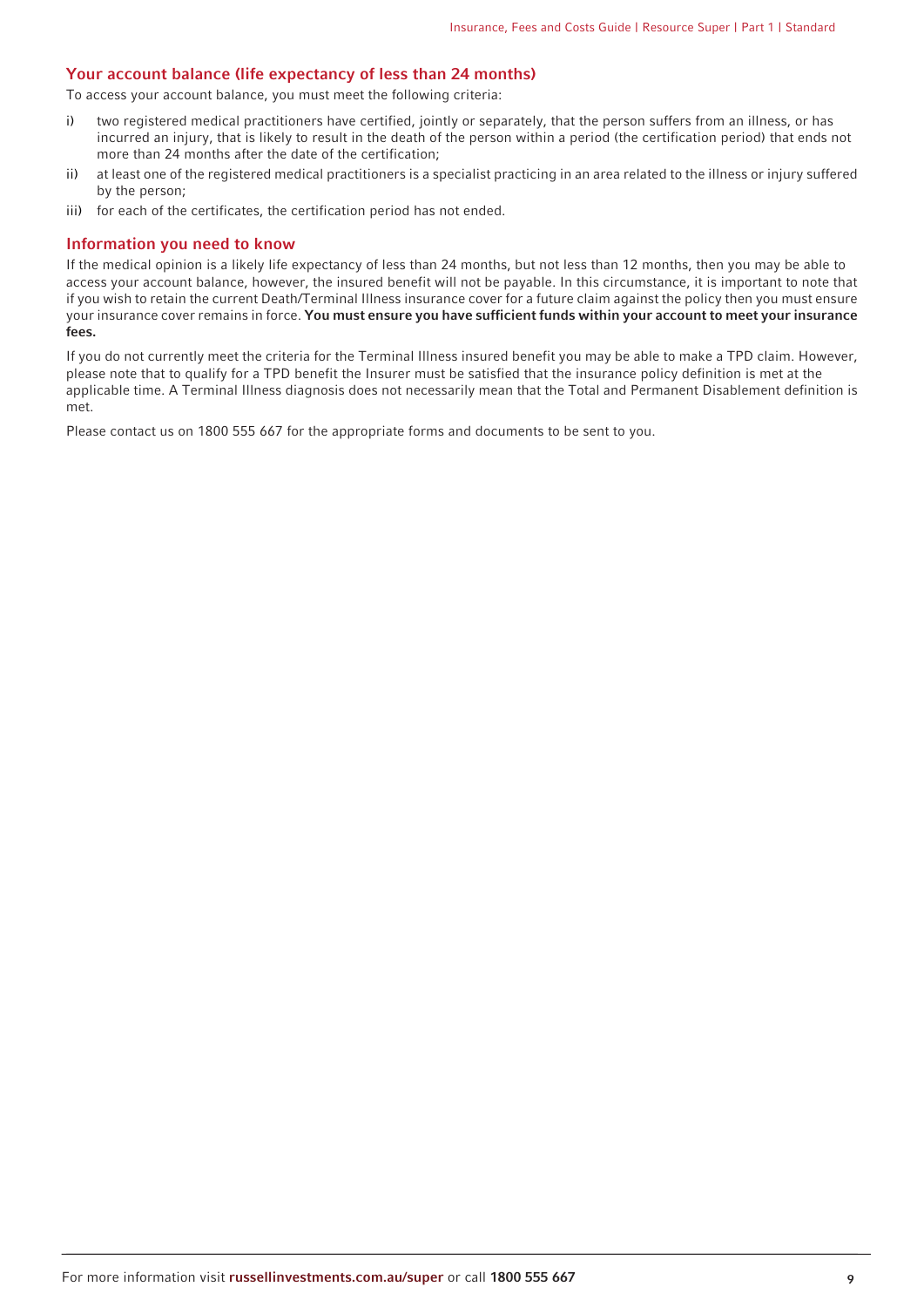## Your account balance (life expectancy of less than 24 months)

To access your account balance, you must meet the following criteria:

i) two registered medical practitioners have certified, jointly or separately, that the person suffers from an illness, or has incurred an injury, that is likely to result in the death of the person within a period (the certification period) that ends not more than 24 months after the date of the certification;

ii) at least one of the registered medical practitioners is a specialist practicing in an area related to the illness or injury suffered by the person;

iii) for each of the certificates, the certification period has not ended.

## Information you need to know

If the medical opinion is a likely life expectancy of less than 24 months, but not less than 12 months, then you may be able to access your account balance, however, the insured benefit will not be payable. In this circumstance, it is important to note that if you wish to retain the current Death/Terminal Illness insurance cover for a future claim against the policy then you must ensure your insurance cover remains in force. **You must ensure you have sufficient funds within your account to meet your insurance fees.**

If you do not currently meet the criteria for the Terminal Illness insured benefit you may be able to make a TPD claim. However, please note that to qualify for a TPD benefit the Insurer must be satisfied that the insurance policy definition is met at the applicable time. A Terminal Illness diagnosis does not necessarily mean that the Total and Permanent Disablement definition is met.

Please contact us on 1800 555 667 for the appropriate forms and documents to be sent to you.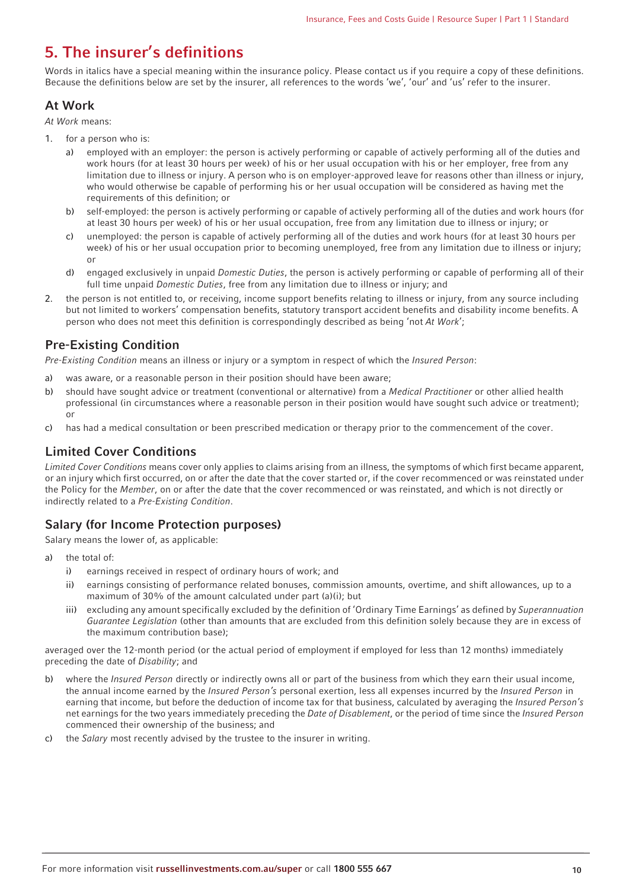# 5. The insurer's definitions

Words in italics have a special meaning within the insurance policy. Please contact us if you require a copy of these definitions. Because the definitions below are set by the insurer, all references to the words 'we', 'our' and 'us' refer to the insurer.

## At Work

*At Work* means:

1. for a person who is:
   a) employed with an employer: the person is actively performing or capable of actively performing all of the duties and work hours (for at least 30 hours per week) of his or her usual occupation with his or her employer, free from any limitation due to illness or injury. A person who is on employer-approved leave for reasons other than illness or injury, who would otherwise be capable of performing his or her usual occupation will be considered as having met the requirements of this definition; or
   b) self-employed: the person is actively performing or capable of actively performing all of the duties and work hours (for at least 30 hours per week) of his or her usual occupation, free from any limitation due to illness or injury; or
   c) unemployed: the person is capable of actively performing all of the duties and work hours (for at least 30 hours per week) of his or her usual occupation prior to becoming unemployed, free from any limitation due to illness or injury; or
   d) engaged exclusively in unpaid *Domestic Duties*, the person is actively performing or capable of performing all of their full time unpaid *Domestic Duties*, free from any limitation due to illness or injury; and
2. the person is not entitled to, or receiving, income support benefits relating to illness or injury, from any source including but not limited to workers' compensation benefits, statutory transport accident benefits and disability income benefits. A person who does not meet this definition is correspondingly described as being 'not *At Work*';

## Pre-Existing Condition

*Pre-Existing Condition* means an illness or injury or a symptom in respect of which the *Insured Person*:

a) was aware, or a reasonable person in their position should have been aware;
b) should have sought advice or treatment (conventional or alternative) from a *Medical Practitioner* or other allied health professional (in circumstances where a reasonable person in their position would have sought such advice or treatment); or
c) has had a medical consultation or been prescribed medication or therapy prior to the commencement of the cover.

## Limited Cover Conditions

*Limited Cover Conditions* means cover only applies to claims arising from an illness, the symptoms of which first became apparent, or an injury which first occurred, on or after the date that the cover started or, if the cover recommenced or was reinstated under the Policy for the *Member*, on or after the date that the cover recommenced or was reinstated, and which is not directly or indirectly related to a *Pre-Existing Condition*.

## Salary (for Income Protection purposes)

Salary means the lower of, as applicable:

a) the total of:
   i) earnings received in respect of ordinary hours of work; and
   ii) earnings consisting of performance related bonuses, commission amounts, overtime, and shift allowances, up to a maximum of 30% of the amount calculated under part (a)(i); but
   iii) excluding any amount specifically excluded by the definition of 'Ordinary Time Earnings' as defined by *Superannuation Guarantee Legislation* (other than amounts that are excluded from this definition solely because they are in excess of the maximum contribution base);

averaged over the 12-month period (or the actual period of employment if employed for less than 12 months) immediately preceding the date of *Disability*; and

b) where the *Insured Person* directly or indirectly owns all or part of the business from which they earn their usual income, the annual income earned by the *Insured Person's* personal exertion, less all expenses incurred by the *Insured Person* in earning that income, but before the deduction of income tax for that business, calculated by averaging the *Insured Person's* net earnings for the two years immediately preceding the *Date of Disablement*, or the period of time since the *Insured Person* commenced their ownership of the business; and
c) the *Salary* most recently advised by the trustee to the insurer in writing.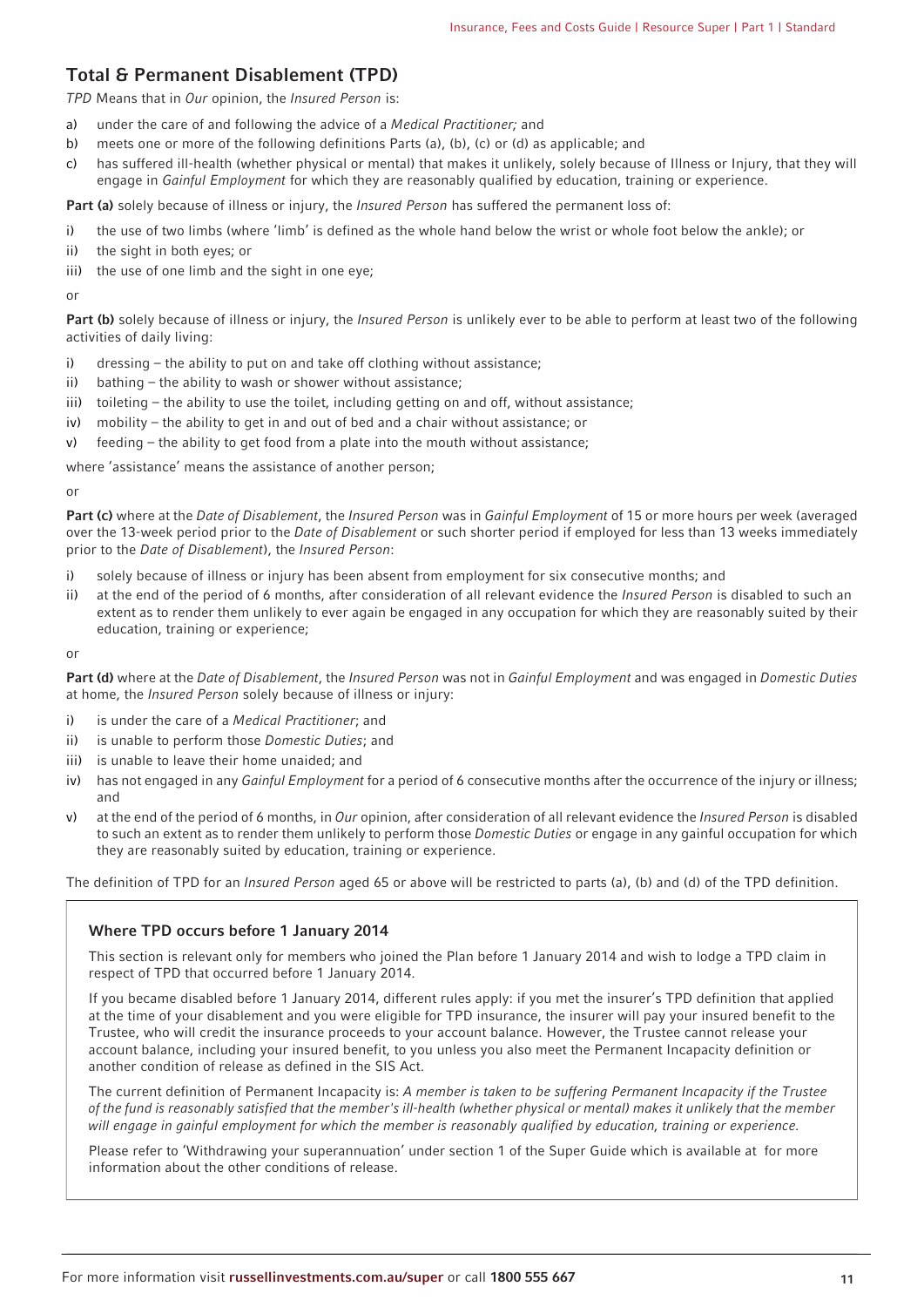## Total & Permanent Disablement (TPD)

*TPD* Means that in *Our* opinion, the *Insured Person* is:

a) under the care of and following the advice of a *Medical Practitioner;* and
b) meets one or more of the following definitions Parts (a), (b), (c) or (d) as applicable; and
c) has suffered ill-health (whether physical or mental) that makes it unlikely, solely because of Illness or Injury, that they will engage in *Gainful Employment* for which they are reasonably qualified by education, training or experience.

**Part (a)** solely because of illness or injury, the *Insured Person* has suffered the permanent loss of:

i) the use of two limbs (where 'limb' is defined as the whole hand below the wrist or whole foot below the ankle); or
ii) the sight in both eyes; or
iii) the use of one limb and the sight in one eye;

or

**Part (b)** solely because of illness or injury, the *Insured Person* is unlikely ever to be able to perform at least two of the following activities of daily living:

i) dressing – the ability to put on and take off clothing without assistance;
ii) bathing – the ability to wash or shower without assistance;
iii) toileting – the ability to use the toilet, including getting on and off, without assistance;
iv) mobility – the ability to get in and out of bed and a chair without assistance; or
v) feeding – the ability to get food from a plate into the mouth without assistance;

where 'assistance' means the assistance of another person;

or

**Part (c)** where at the *Date of Disablement*, the *Insured Person* was in *Gainful Employment* of 15 or more hours per week (averaged over the 13-week period prior to the *Date of Disablement* or such shorter period if employed for less than 13 weeks immediately prior to the *Date of Disablement*), the *Insured Person*:

i) solely because of illness or injury has been absent from employment for six consecutive months; and
ii) at the end of the period of 6 months, after consideration of all relevant evidence the *Insured Person* is disabled to such an extent as to render them unlikely to ever again be engaged in any occupation for which they are reasonably suited by their education, training or experience;

or

**Part (d)** where at the *Date of Disablement*, the *Insured Person* was not in *Gainful Employment* and was engaged in *Domestic Duties* at home, the *Insured Person* solely because of illness or injury:

i) is under the care of a *Medical Practitioner*; and
ii) is unable to perform those *Domestic Duties*; and
iii) is unable to leave their home unaided; and
iv) has not engaged in any *Gainful Employment* for a period of 6 consecutive months after the occurrence of the injury or illness; and
v) at the end of the period of 6 months, in *Our* opinion, after consideration of all relevant evidence the *Insured Person* is disabled to such an extent as to render them unlikely to perform those *Domestic Duties* or engage in any gainful occupation for which they are reasonably suited by education, training or experience.

The definition of TPD for an *Insured Person* aged 65 or above will be restricted to parts (a), (b) and (d) of the TPD definition.

### Where TPD occurs before 1 January 2014

This section is relevant only for members who joined the Plan before 1 January 2014 and wish to lodge a TPD claim in respect of TPD that occurred before 1 January 2014.

If you became disabled before 1 January 2014, different rules apply: if you met the insurer's TPD definition that applied at the time of your disablement and you were eligible for TPD insurance, the insurer will pay your insured benefit to the Trustee, who will credit the insurance proceeds to your account balance. However, the Trustee cannot release your account balance, including your insured benefit, to you unless you also meet the Permanent Incapacity definition or another condition of release as defined in the SIS Act.

The current definition of Permanent Incapacity is: *A member is taken to be suffering Permanent Incapacity if the Trustee of the fund is reasonably satisfied that the member's ill-health (whether physical or mental) makes it unlikely that the member will engage in gainful employment for which the member is reasonably qualified by education, training or experience.*

Please refer to 'Withdrawing your superannuation' under section 1 of the Super Guide which is available at  for more information about the other conditions of release.

For more information visit **russellinvestments.com.au/super** or call **1800 555 667**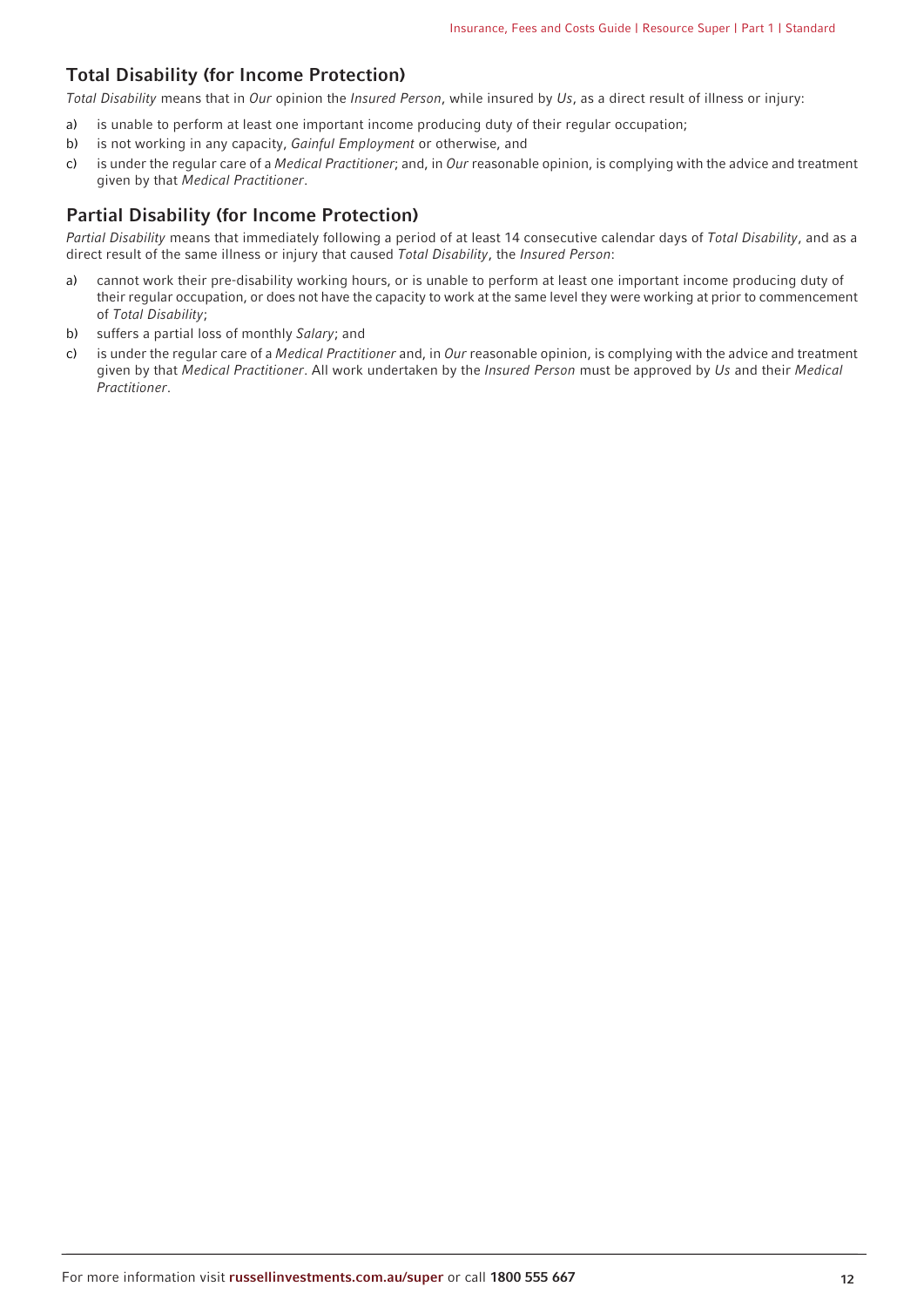## Total Disability (for Income Protection)

*Total Disability* means that in *Our* opinion the *Insured Person*, while insured by *Us*, as a direct result of illness or injury:

a) is unable to perform at least one important income producing duty of their regular occupation;
b) is not working in any capacity, *Gainful Employment* or otherwise, and
c) is under the regular care of a *Medical Practitioner*; and, in *Our* reasonable opinion, is complying with the advice and treatment given by that *Medical Practitioner*.

## Partial Disability (for Income Protection)

*Partial Disability* means that immediately following a period of at least 14 consecutive calendar days of *Total Disability*, and as a direct result of the same illness or injury that caused *Total Disability*, the *Insured Person*:

a) cannot work their pre-disability working hours, or is unable to perform at least one important income producing duty of their regular occupation, or does not have the capacity to work at the same level they were working at prior to commencement of *Total Disability*;
b) suffers a partial loss of monthly *Salary*; and
c) is under the regular care of a *Medical Practitioner* and, in *Our* reasonable opinion, is complying with the advice and treatment given by that *Medical Practitioner*. All work undertaken by the *Insured Person* must be approved by *Us* and their *Medical Practitioner*.